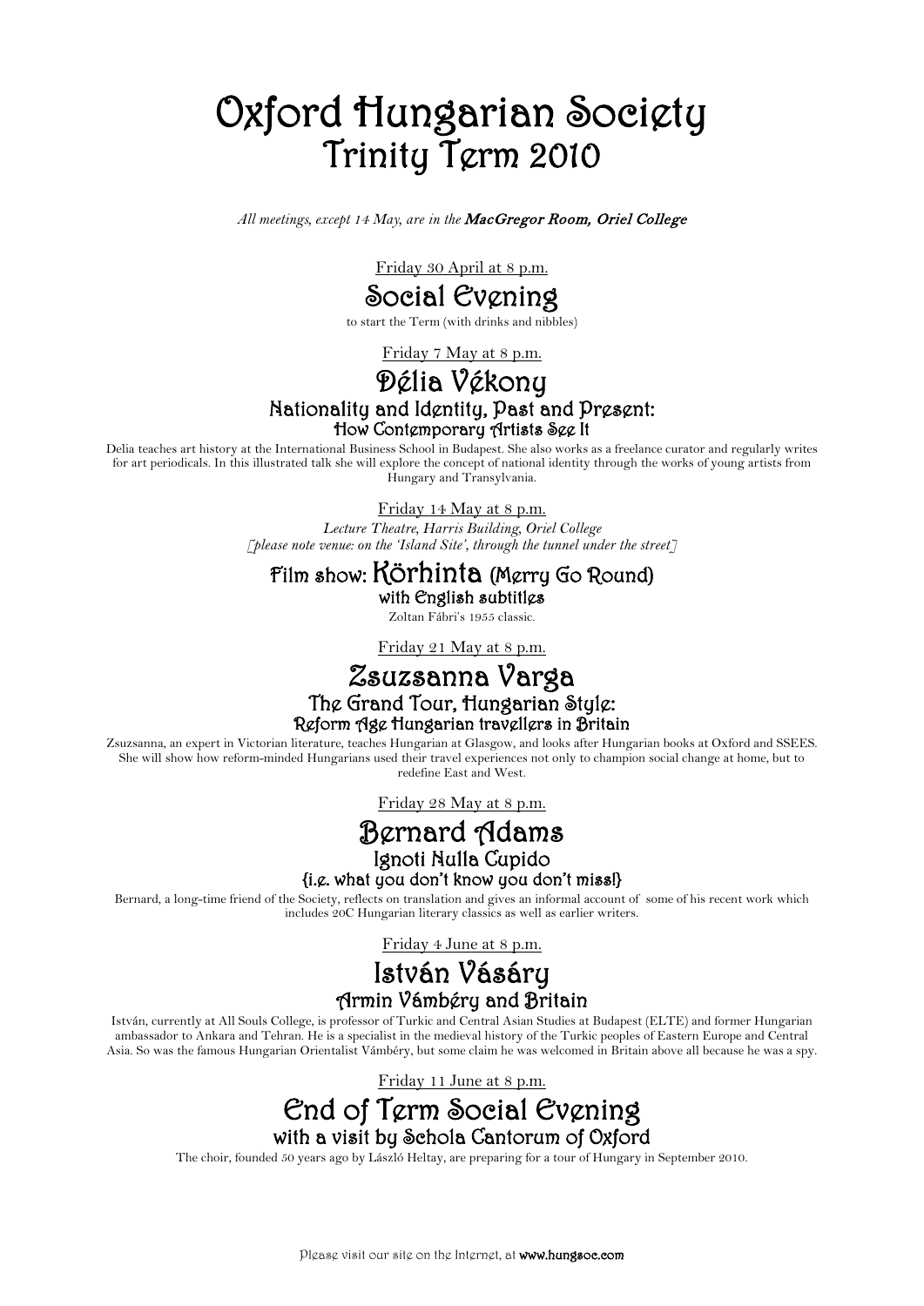# Oxford Hungarian Society
## Trinity Term 2010

*All meetings, except 14 May, are in the* ***MacGregor Room, Oriel College***

Friday 30 April at 8 p.m.

## Social Evening

to start the Term (with drinks and nibbles)

Friday 7 May at 8 p.m.

## Délia Vékony

### Nationality and Identity, Past and Present:
### How Contemporary Artists See It

Delia teaches art history at the International Business School in Budapest. She also works as a freelance curator and regularly writes for art periodicals. In this illustrated talk she will explore the concept of national identity through the works of young artists from Hungary and Transylvania.

Friday 14 May at 8 p.m.

*Lecture Theatre, Harris Building, Oriel College*
*[please note venue: on the 'Island Site', through the tunnel under the street]*

## Film show: Körhinta (Merry Go Round)

### with English subtitles

Zoltan Fábri's 1955 classic.

Friday 21 May at 8 p.m.

## Zsuzsanna Varga

### The Grand Tour, Hungarian Style:
### Reform Age Hungarian travellers in Britain

Zsuzsanna, an expert in Victorian literature, teaches Hungarian at Glasgow, and looks after Hungarian books at Oxford and SSEES. She will show how reform-minded Hungarians used their travel experiences not only to champion social change at home, but to redefine East and West.

Friday 28 May at 8 p.m.

## Bernard Adams

### Ignoti Nulla Cupido
### {i.e. what you don't know you don't miss!}

Bernard, a long-time friend of the Society, reflects on translation and gives an informal account of some of his recent work which includes 20C Hungarian literary classics as well as earlier writers.

Friday 4 June at 8 p.m.

## István Vásáry

### Armin Vámbéry and Britain

István, currently at All Souls College, is professor of Turkic and Central Asian Studies at Budapest (ELTE) and former Hungarian ambassador to Ankara and Tehran. He is a specialist in the medieval history of the Turkic peoples of Eastern Europe and Central Asia. So was the famous Hungarian Orientalist Vámbéry, but some claim he was welcomed in Britain above all because he was a spy.

Friday 11 June at 8 p.m.

## End of Term Social Evening

### with a visit by Schola Cantorum of Oxford

The choir, founded 50 years ago by László Heltay, are preparing for a tour of Hungary in September 2010.

Please visit our site on the Internet, at **www.hungsoc.com**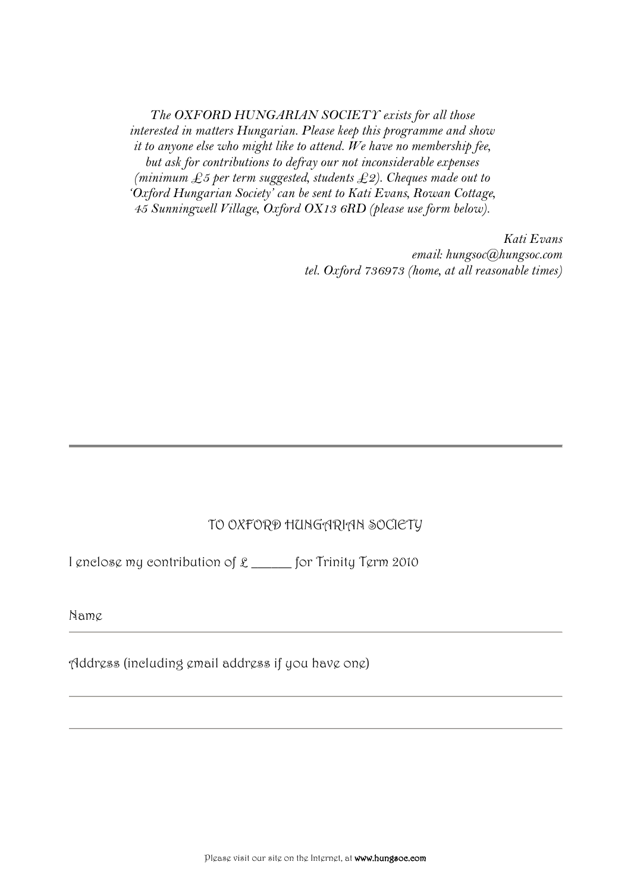*The OXFORD HUNGARIAN SOCIETY exists for all those interested in matters Hungarian. Please keep this programme and show it to anyone else who might like to attend. We have no membership fee, but ask for contributions to defray our not inconsiderable expenses (minimum £5 per term suggested, students £2). Cheques made out to 'Oxford Hungarian Society' can be sent to Kati Evans, Rowan Cottage, 45 Sunningwell Village, Oxford OX13 6RD (please use form below).*

*Kati Evans*
*email: hungsoc@hungsoc.com*
*tel. Oxford 736973 (home, at all reasonable times)*

---

TO OXFORD HUNGARIAN SOCIETY

I enclose my contribution of £ ______ for Trinity Term 2010

Name

_______________________________________________

Address (including email address if you have one)

_______________________________________________

_______________________________________________

Please visit our site on the Internet, at **www.hungsoc.com**